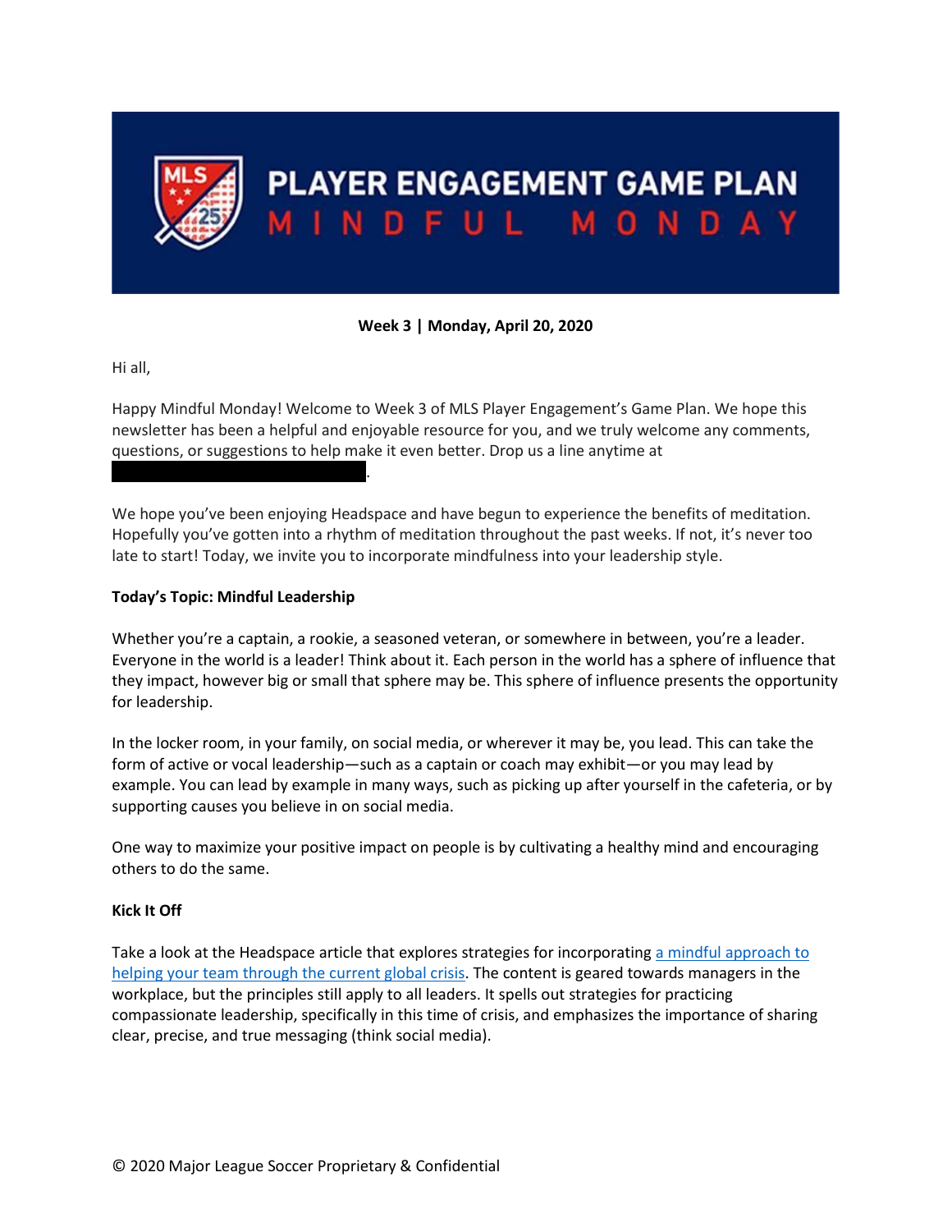# PLAYER ENGAGEMENT GAME PLAN
## MINDFUL MONDAY

**Week 3 | Monday, April 20, 2020**

Hi all,

Happy Mindful Monday! Welcome to Week 3 of MLS Player Engagement's Game Plan. We hope this newsletter has been a helpful and enjoyable resource for you, and we truly welcome any comments, questions, or suggestions to help make it even better. Drop us a line anytime at [REDACTED].

We hope you've been enjoying Headspace and have begun to experience the benefits of meditation. Hopefully you've gotten into a rhythm of meditation throughout the past weeks. If not, it's never too late to start! Today, we invite you to incorporate mindfulness into your leadership style.

**Today's Topic: Mindful Leadership**

Whether you're a captain, a rookie, a seasoned veteran, or somewhere in between, you're a leader. Everyone in the world is a leader! Think about it. Each person in the world has a sphere of influence that they impact, however big or small that sphere may be. This sphere of influence presents the opportunity for leadership.

In the locker room, in your family, on social media, or wherever it may be, you lead. This can take the form of active or vocal leadership—such as a captain or coach may exhibit—or you may lead by example. You can lead by example in many ways, such as picking up after yourself in the cafeteria, or by supporting causes you believe in on social media.

One way to maximize your positive impact on people is by cultivating a healthy mind and encouraging others to do the same.

**Kick It Off**

Take a look at the Headspace article that explores strategies for incorporating a mindful approach to helping your team through the current global crisis. The content is geared towards managers in the workplace, but the principles still apply to all leaders. It spells out strategies for practicing compassionate leadership, specifically in this time of crisis, and emphasizes the importance of sharing clear, precise, and true messaging (think social media).

© 2020 Major League Soccer Proprietary & Confidential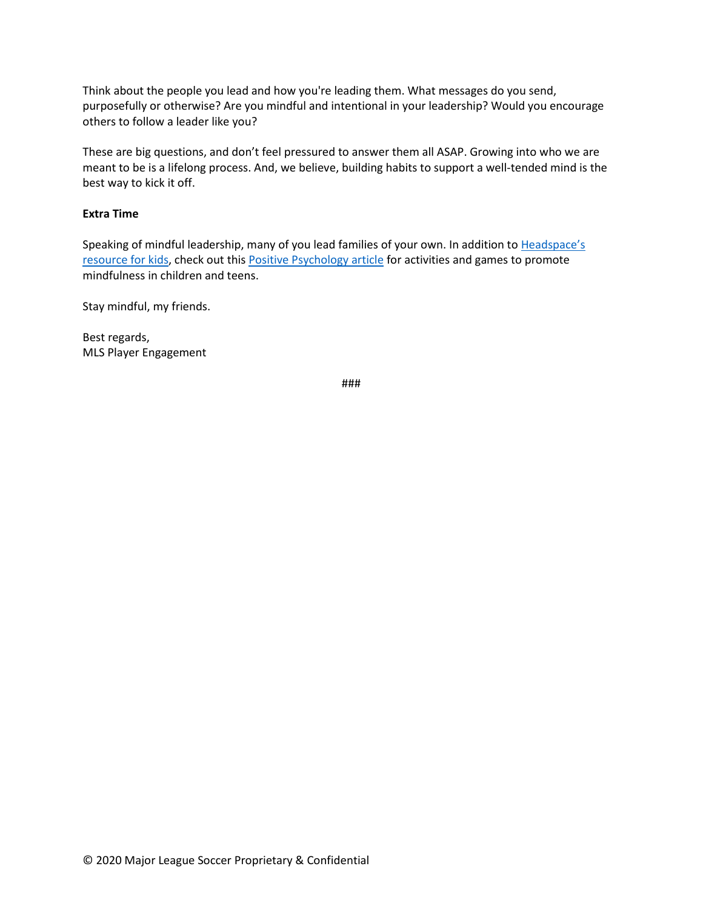Think about the people you lead and how you're leading them. What messages do you send, purposefully or otherwise? Are you mindful and intentional in your leadership? Would you encourage others to follow a leader like you?

These are big questions, and don't feel pressured to answer them all ASAP. Growing into who we are meant to be is a lifelong process. And, we believe, building habits to support a well-tended mind is the best way to kick it off.

**Extra Time**

Speaking of mindful leadership, many of you lead families of your own. In addition to Headspace's resource for kids, check out this Positive Psychology article for activities and games to promote mindfulness in children and teens.

Stay mindful, my friends.

Best regards,
MLS Player Engagement

###

© 2020 Major League Soccer Proprietary & Confidential